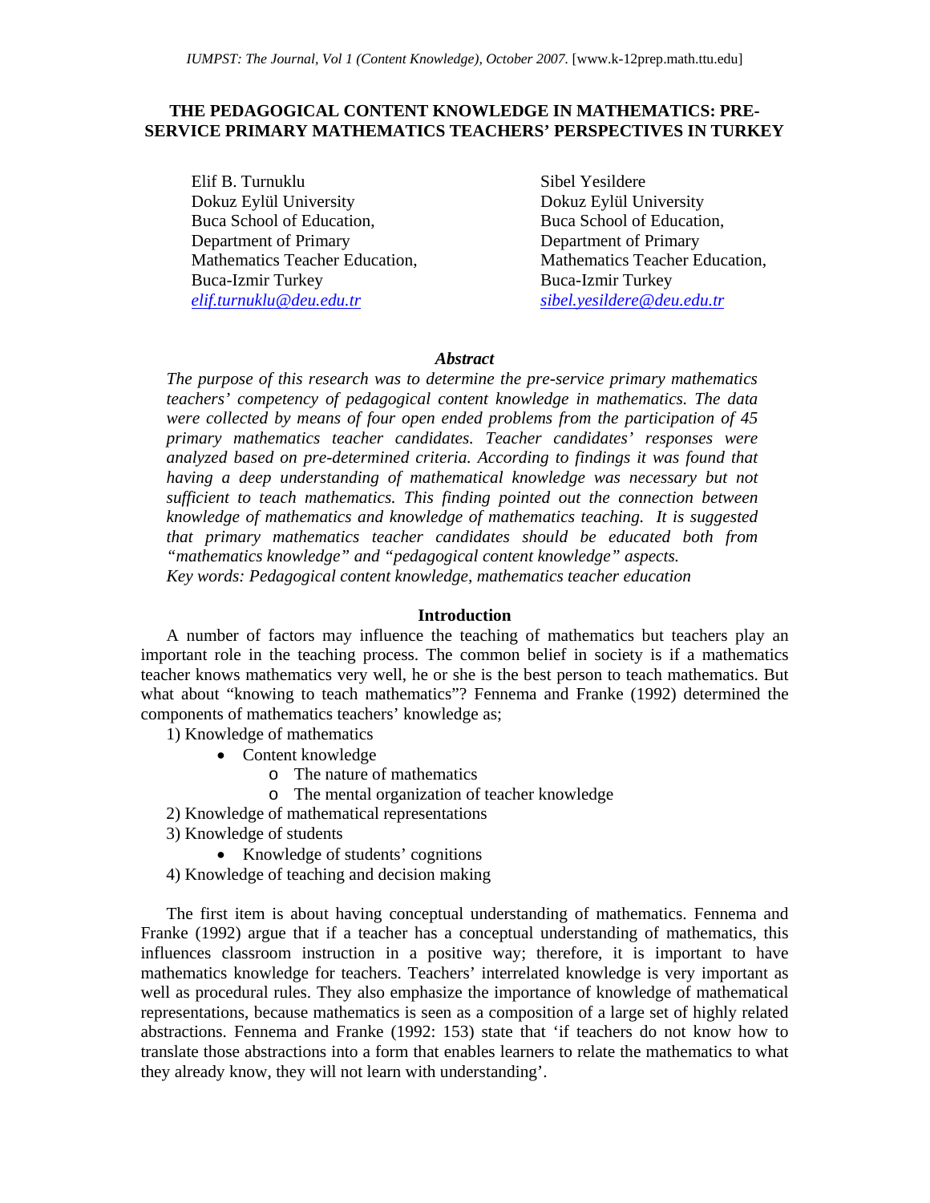# THE PEDAGOGICAL CONTENT KNOWLEDGE IN MATHEMATICS: PRE-SERVICE PRIMARY MATHEMATICS TEACHERS' PERSPECTIVES IN TURKEY

Elif B. Turnuklu
Dokuz Eylül University
Buca School of Education,
Department of Primary
Mathematics Teacher Education,
Buca-Izmir Turkey
*elif.turnuklu@deu.edu.tr*

Sibel Yesildere
Dokuz Eylül University
Buca School of Education,
Department of Primary
Mathematics Teacher Education,
Buca-Izmir Turkey
*sibel.yesildere@deu.edu.tr*

### *Abstract*

*The purpose of this research was to determine the pre-service primary mathematics teachers' competency of pedagogical content knowledge in mathematics. The data were collected by means of four open ended problems from the participation of 45 primary mathematics teacher candidates. Teacher candidates' responses were analyzed based on pre-determined criteria. According to findings it was found that having a deep understanding of mathematical knowledge was necessary but not sufficient to teach mathematics. This finding pointed out the connection between knowledge of mathematics and knowledge of mathematics teaching. It is suggested that primary mathematics teacher candidates should be educated both from "mathematics knowledge" and "pedagogical content knowledge" aspects.*

*Key words: Pedagogical content knowledge, mathematics teacher education*

## Introduction

A number of factors may influence the teaching of mathematics but teachers play an important role in the teaching process. The common belief in society is if a mathematics teacher knows mathematics very well, he or she is the best person to teach mathematics. But what about "knowing to teach mathematics"? Fennema and Franke (1992) determined the components of mathematics teachers' knowledge as;

1) Knowledge of mathematics
   - Content knowledge
     - The nature of mathematics
     - The mental organization of teacher knowledge
2) Knowledge of mathematical representations
3) Knowledge of students
   - Knowledge of students' cognitions
4) Knowledge of teaching and decision making

The first item is about having conceptual understanding of mathematics. Fennema and Franke (1992) argue that if a teacher has a conceptual understanding of mathematics, this influences classroom instruction in a positive way; therefore, it is important to have mathematics knowledge for teachers. Teachers' interrelated knowledge is very important as well as procedural rules. They also emphasize the importance of knowledge of mathematical representations, because mathematics is seen as a composition of a large set of highly related abstractions. Fennema and Franke (1992: 153) state that 'if teachers do not know how to translate those abstractions into a form that enables learners to relate the mathematics to what they already know, they will not learn with understanding'.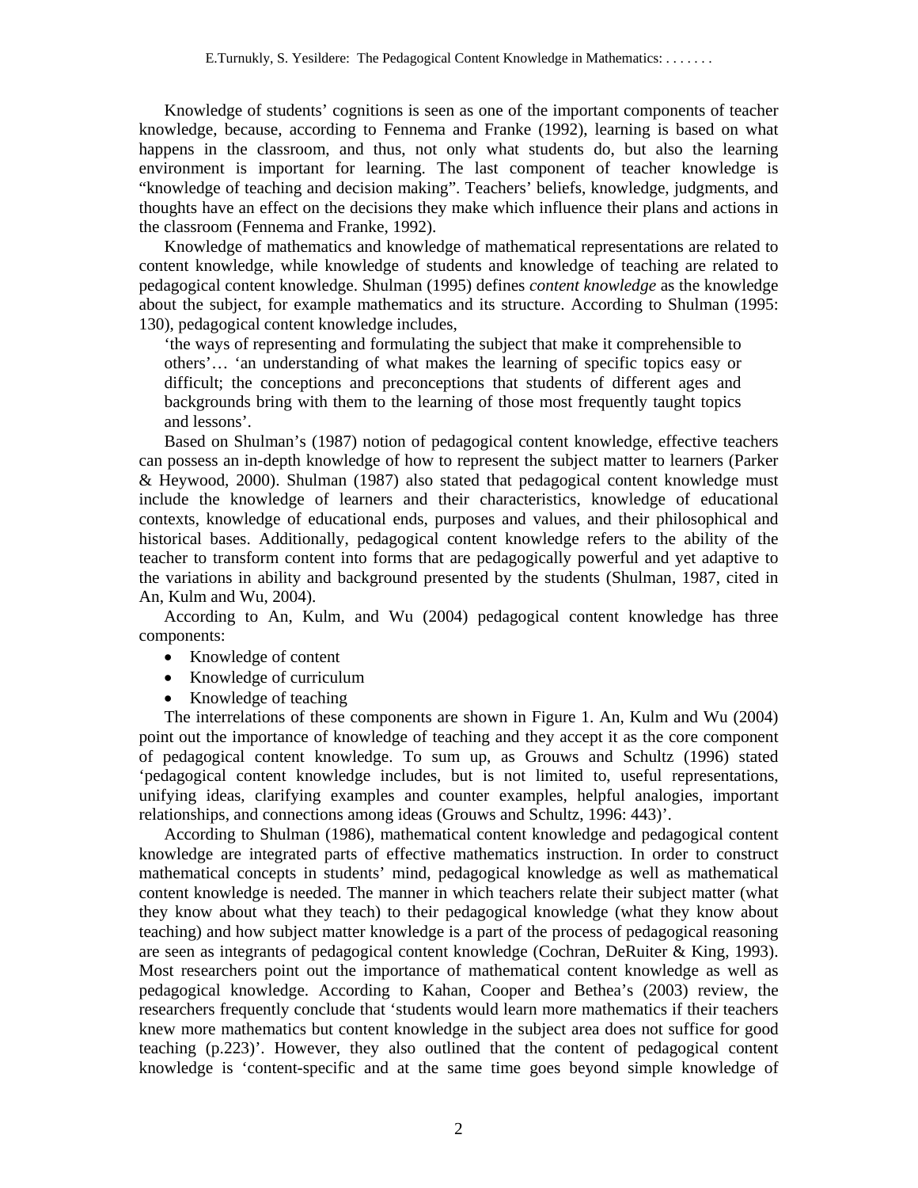Knowledge of students' cognitions is seen as one of the important components of teacher knowledge, because, according to Fennema and Franke (1992), learning is based on what happens in the classroom, and thus, not only what students do, but also the learning environment is important for learning. The last component of teacher knowledge is "knowledge of teaching and decision making". Teachers' beliefs, knowledge, judgments, and thoughts have an effect on the decisions they make which influence their plans and actions in the classroom (Fennema and Franke, 1992).

Knowledge of mathematics and knowledge of mathematical representations are related to content knowledge, while knowledge of students and knowledge of teaching are related to pedagogical content knowledge. Shulman (1995) defines *content knowledge* as the knowledge about the subject, for example mathematics and its structure. According to Shulman (1995: 130), pedagogical content knowledge includes,

> 'the ways of representing and formulating the subject that make it comprehensible to others'… 'an understanding of what makes the learning of specific topics easy or difficult; the conceptions and preconceptions that students of different ages and backgrounds bring with them to the learning of those most frequently taught topics and lessons'.

Based on Shulman's (1987) notion of pedagogical content knowledge, effective teachers can possess an in-depth knowledge of how to represent the subject matter to learners (Parker & Heywood, 2000). Shulman (1987) also stated that pedagogical content knowledge must include the knowledge of learners and their characteristics, knowledge of educational contexts, knowledge of educational ends, purposes and values, and their philosophical and historical bases. Additionally, pedagogical content knowledge refers to the ability of the teacher to transform content into forms that are pedagogically powerful and yet adaptive to the variations in ability and background presented by the students (Shulman, 1987, cited in An, Kulm and Wu, 2004).

According to An, Kulm, and Wu (2004) pedagogical content knowledge has three components:

- Knowledge of content
- Knowledge of curriculum
- Knowledge of teaching

The interrelations of these components are shown in Figure 1. An, Kulm and Wu (2004) point out the importance of knowledge of teaching and they accept it as the core component of pedagogical content knowledge. To sum up, as Grouws and Schultz (1996) stated 'pedagogical content knowledge includes, but is not limited to, useful representations, unifying ideas, clarifying examples and counter examples, helpful analogies, important relationships, and connections among ideas (Grouws and Schultz, 1996: 443)'.

According to Shulman (1986), mathematical content knowledge and pedagogical content knowledge are integrated parts of effective mathematics instruction. In order to construct mathematical concepts in students' mind, pedagogical knowledge as well as mathematical content knowledge is needed. The manner in which teachers relate their subject matter (what they know about what they teach) to their pedagogical knowledge (what they know about teaching) and how subject matter knowledge is a part of the process of pedagogical reasoning are seen as integrants of pedagogical content knowledge (Cochran, DeRuiter & King, 1993). Most researchers point out the importance of mathematical content knowledge as well as pedagogical knowledge. According to Kahan, Cooper and Bethea's (2003) review, the researchers frequently conclude that 'students would learn more mathematics if their teachers knew more mathematics but content knowledge in the subject area does not suffice for good teaching (p.223)'. However, they also outlined that the content of pedagogical content knowledge is 'content-specific and at the same time goes beyond simple knowledge of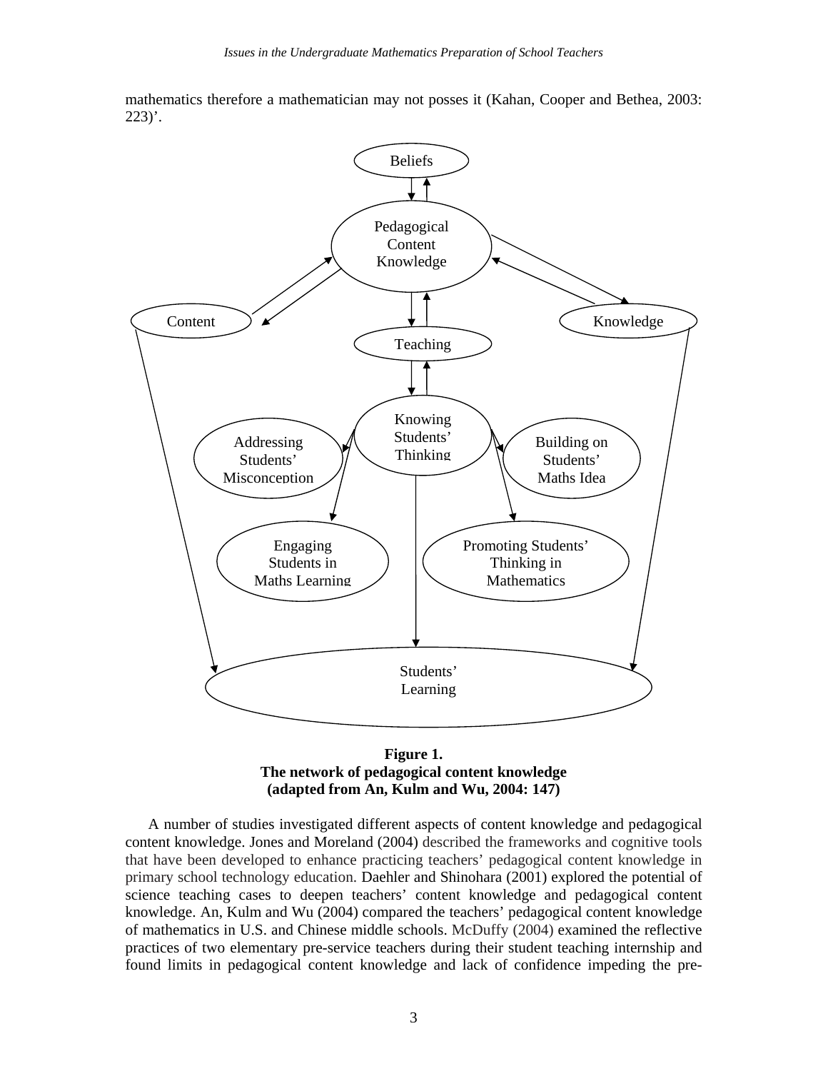mathematics therefore a mathematician may not posses it (Kahan, Cooper and Bethea, 2003: 223)'.

**Figure 1.**
**The network of pedagogical content knowledge**
**(adapted from An, Kulm and Wu, 2004: 147)**

A number of studies investigated different aspects of content knowledge and pedagogical content knowledge. Jones and Moreland (2004) described the frameworks and cognitive tools that have been developed to enhance practicing teachers' pedagogical content knowledge in primary school technology education. Daehler and Shinohara (2001) explored the potential of science teaching cases to deepen teachers' content knowledge and pedagogical content knowledge. An, Kulm and Wu (2004) compared the teachers' pedagogical content knowledge of mathematics in U.S. and Chinese middle schools. McDuffy (2004) examined the reflective practices of two elementary pre-service teachers during their student teaching internship and found limits in pedagogical content knowledge and lack of confidence impeding the pre-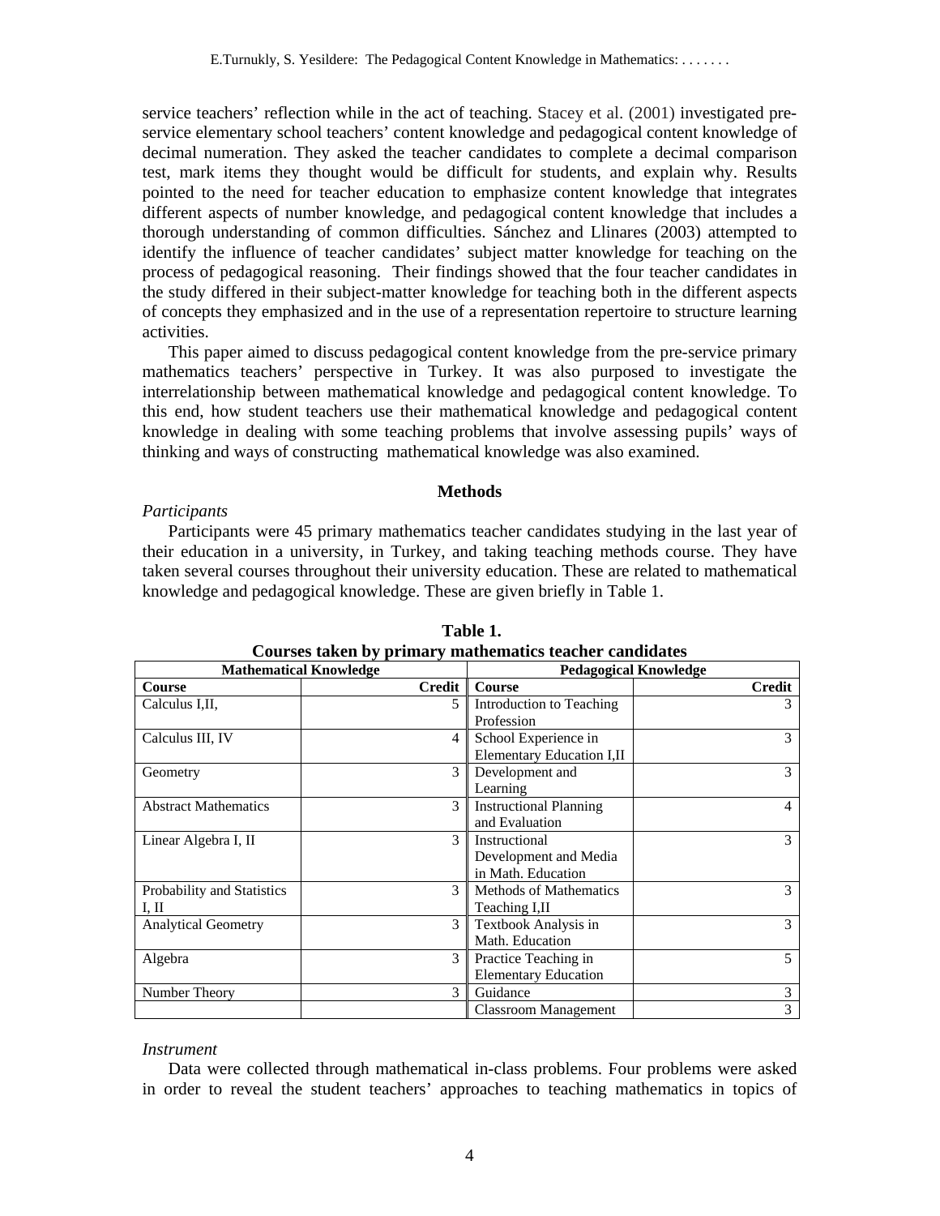service teachers' reflection while in the act of teaching. Stacey et al. (2001) investigated pre-service elementary school teachers' content knowledge and pedagogical content knowledge of decimal numeration. They asked the teacher candidates to complete a decimal comparison test, mark items they thought would be difficult for students, and explain why. Results pointed to the need for teacher education to emphasize content knowledge that integrates different aspects of number knowledge, and pedagogical content knowledge that includes a thorough understanding of common difficulties. Sánchez and Llinares (2003) attempted to identify the influence of teacher candidates' subject matter knowledge for teaching on the process of pedagogical reasoning. Their findings showed that the four teacher candidates in the study differed in their subject-matter knowledge for teaching both in the different aspects of concepts they emphasized and in the use of a representation repertoire to structure learning activities.

This paper aimed to discuss pedagogical content knowledge from the pre-service primary mathematics teachers' perspective in Turkey. It was also purposed to investigate the interrelationship between mathematical knowledge and pedagogical content knowledge. To this end, how student teachers use their mathematical knowledge and pedagogical content knowledge in dealing with some teaching problems that involve assessing pupils' ways of thinking and ways of constructing mathematical knowledge was also examined.

## Methods

*Participants*

Participants were 45 primary mathematics teacher candidates studying in the last year of their education in a university, in Turkey, and taking teaching methods course. They have taken several courses throughout their university education. These are related to mathematical knowledge and pedagogical knowledge. These are given briefly in Table 1.

**Table 1.**
**Courses taken by primary mathematics teacher candidates**

| Mathematical Knowledge | | Pedagogical Knowledge | |
|---|---|---|---|
| **Course** | **Credit** | **Course** | **Credit** |
| Calculus I,II, | 5 | Introduction to Teaching Profession | 3 |
| Calculus III, IV | 4 | School Experience in Elementary Education I,II | 3 |
| Geometry | 3 | Development and Learning | 3 |
| Abstract Mathematics | 3 | Instructional Planning and Evaluation | 4 |
| Linear Algebra I, II | 3 | Instructional Development and Media in Math. Education | 3 |
| Probability and Statistics I, II | 3 | Methods of Mathematics Teaching I,II | 3 |
| Analytical Geometry | 3 | Textbook Analysis in Math. Education | 3 |
| Algebra | 3 | Practice Teaching in Elementary Education | 5 |
| Number Theory | 3 | Guidance | 3 |
| | | Classroom Management | 3 |

*Instrument*

Data were collected through mathematical in-class problems. Four problems were asked in order to reveal the student teachers' approaches to teaching mathematics in topics of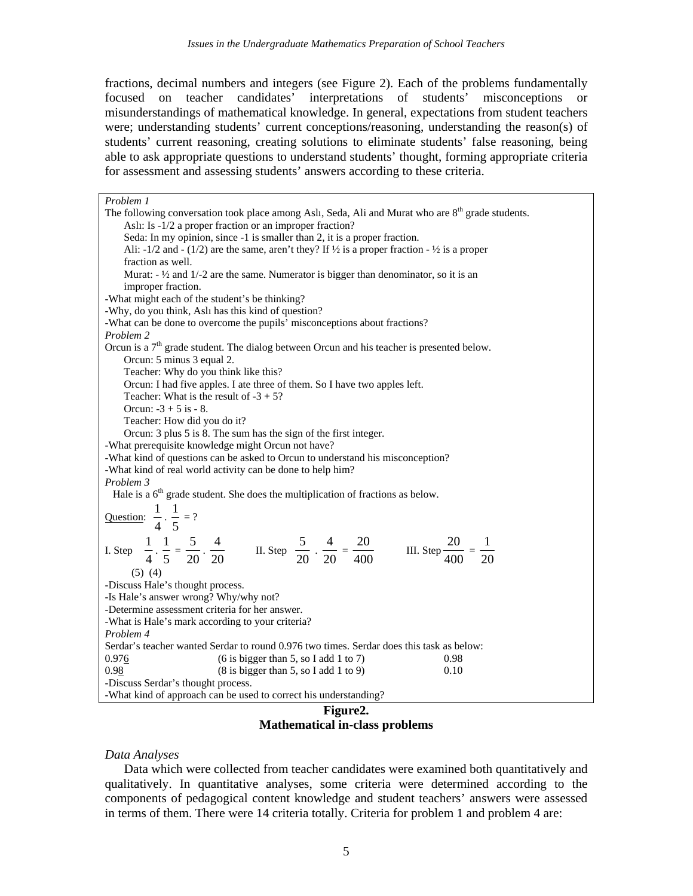fractions, decimal numbers and integers (see Figure 2). Each of the problems fundamentally focused on teacher candidates' interpretations of students' misconceptions or misunderstandings of mathematical knowledge. In general, expectations from student teachers were; understanding students' current conceptions/reasoning, understanding the reason(s) of students' current reasoning, creating solutions to eliminate students' false reasoning, being able to ask appropriate questions to understand students' thought, forming appropriate criteria for assessment and assessing students' answers according to these criteria.

*Problem 1*

The following conversation took place among Aslı, Seda, Ali and Murat who are 8th grade students.

> Aslı: Is -1/2 a proper fraction or an improper fraction?
>
> Seda: In my opinion, since -1 is smaller than 2, it is a proper fraction.
>
> Ali: -1/2 and - (1/2) are the same, aren't they? If ½ is a proper fraction - ½ is a proper fraction as well.
>
> Murat: - ½ and 1/-2 are the same. Numerator is bigger than denominator, so it is an improper fraction.

-What might each of the student's be thinking?
-Why, do you think, Aslı has this kind of question?
-What can be done to overcome the pupils' misconceptions about fractions?

*Problem 2*

Orcun is a 7th grade student. The dialog between Orcun and his teacher is presented below.

> Orcun: 5 minus 3 equal 2.
>
> Teacher: Why do you think like this?
>
> Orcun: I had five apples. I ate three of them. So I have two apples left.
>
> Teacher: What is the result of -3 + 5?
>
> Orcun: -3 + 5 is - 8.
>
> Teacher: How did you do it?
>
> Orcun: 3 plus 5 is 8. The sum has the sign of the first integer.

-What prerequisite knowledge might Orcun not have?
-What kind of questions can be asked to Orcun to understand his misconception?
-What kind of real world activity can be done to help him?

*Problem 3*

Hale is a 6th grade student. She does the multiplication of fractions as below.

Question: $\frac{1}{4} \cdot \frac{1}{5} = ?$

I. Step $\underset{(5)}{\frac{1}{4}} \cdot \underset{(4)}{\frac{1}{5}} = \frac{5}{20} \cdot \frac{4}{20}$ II. Step $\frac{5}{20} \cdot \frac{4}{20} = \frac{20}{400}$ III. Step $\frac{20}{400} = \frac{1}{20}$

-Discuss Hale's thought process.
-Is Hale's answer wrong? Why/why not?
-Determine assessment criteria for her answer.
-What is Hale's mark according to your criteria?

*Problem 4*

Serdar's teacher wanted Serdar to round 0.976 two times. Serdar does this task as below:

| | | |
|---|---|---|
| 0.97<u>6</u> | (6 is bigger than 5, so I add 1 to 7) | 0.98 |
| 0.9<u>8</u> | (8 is bigger than 5, so I add 1 to 9) | 0.10 |

-Discuss Serdar's thought process.
-What kind of approach can be used to correct his understanding?

**Figure2.**
**Mathematical in-class problems**

*Data Analyses*

Data which were collected from teacher candidates were examined both quantitatively and qualitatively. In quantitative analyses, some criteria were determined according to the components of pedagogical content knowledge and student teachers' answers were assessed in terms of them. There were 14 criteria totally. Criteria for problem 1 and problem 4 are: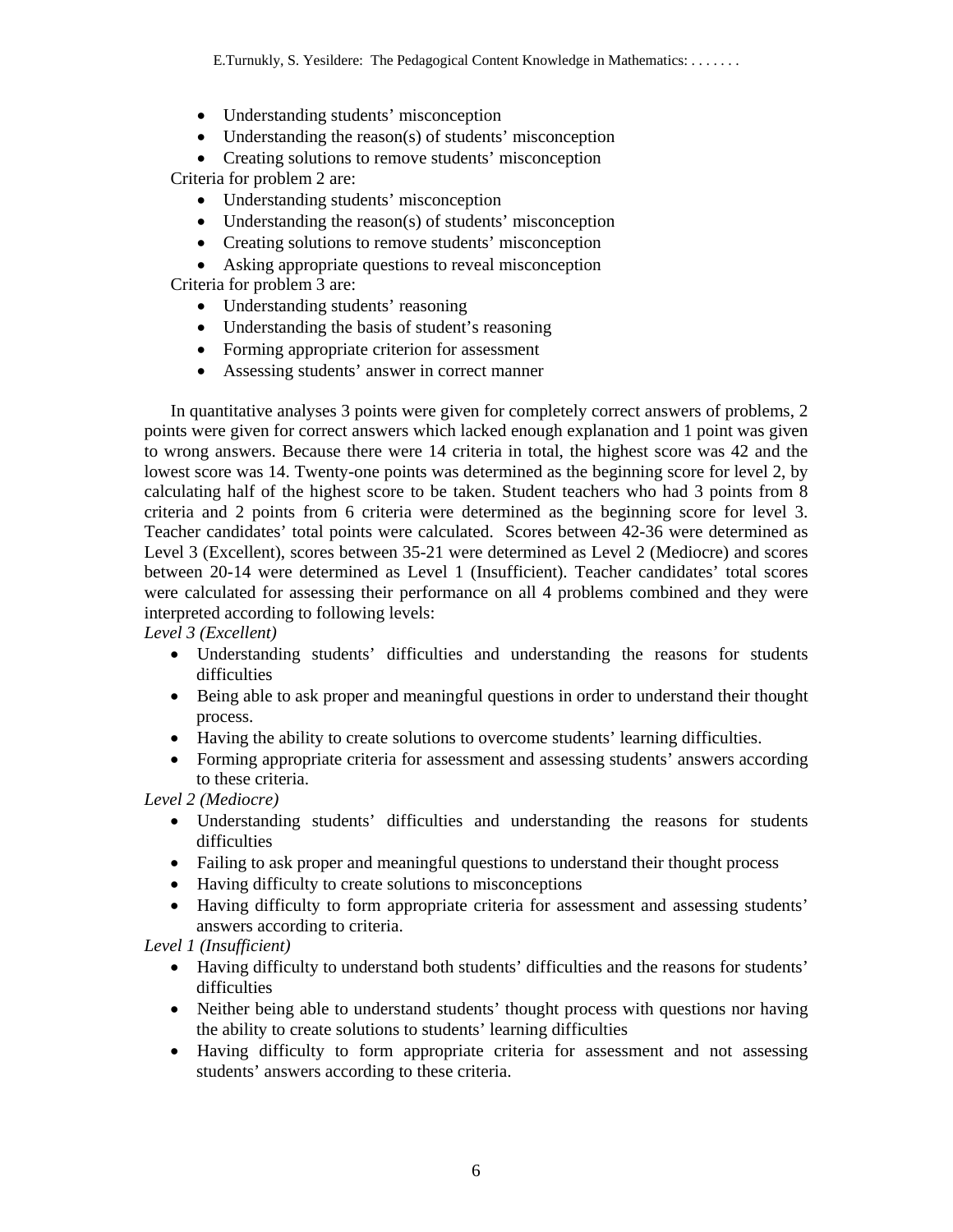- Understanding students' misconception
- Understanding the reason(s) of students' misconception
- Creating solutions to remove students' misconception

Criteria for problem 2 are:

- Understanding students' misconception
- Understanding the reason(s) of students' misconception
- Creating solutions to remove students' misconception
- Asking appropriate questions to reveal misconception

Criteria for problem 3 are:

- Understanding students' reasoning
- Understanding the basis of student's reasoning
- Forming appropriate criterion for assessment
- Assessing students' answer in correct manner

In quantitative analyses 3 points were given for completely correct answers of problems, 2 points were given for correct answers which lacked enough explanation and 1 point was given to wrong answers. Because there were 14 criteria in total, the highest score was 42 and the lowest score was 14. Twenty-one points was determined as the beginning score for level 2, by calculating half of the highest score to be taken. Student teachers who had 3 points from 8 criteria and 2 points from 6 criteria were determined as the beginning score for level 3. Teacher candidates' total points were calculated. Scores between 42-36 were determined as Level 3 (Excellent), scores between 35-21 were determined as Level 2 (Mediocre) and scores between 20-14 were determined as Level 1 (Insufficient). Teacher candidates' total scores were calculated for assessing their performance on all 4 problems combined and they were interpreted according to following levels:

*Level 3 (Excellent)*

- Understanding students' difficulties and understanding the reasons for students difficulties
- Being able to ask proper and meaningful questions in order to understand their thought process.
- Having the ability to create solutions to overcome students' learning difficulties.
- Forming appropriate criteria for assessment and assessing students' answers according to these criteria.

*Level 2 (Mediocre)*

- Understanding students' difficulties and understanding the reasons for students difficulties
- Failing to ask proper and meaningful questions to understand their thought process
- Having difficulty to create solutions to misconceptions
- Having difficulty to form appropriate criteria for assessment and assessing students' answers according to criteria.

*Level 1 (Insufficient)*

- Having difficulty to understand both students' difficulties and the reasons for students' difficulties
- Neither being able to understand students' thought process with questions nor having the ability to create solutions to students' learning difficulties
- Having difficulty to form appropriate criteria for assessment and not assessing students' answers according to these criteria.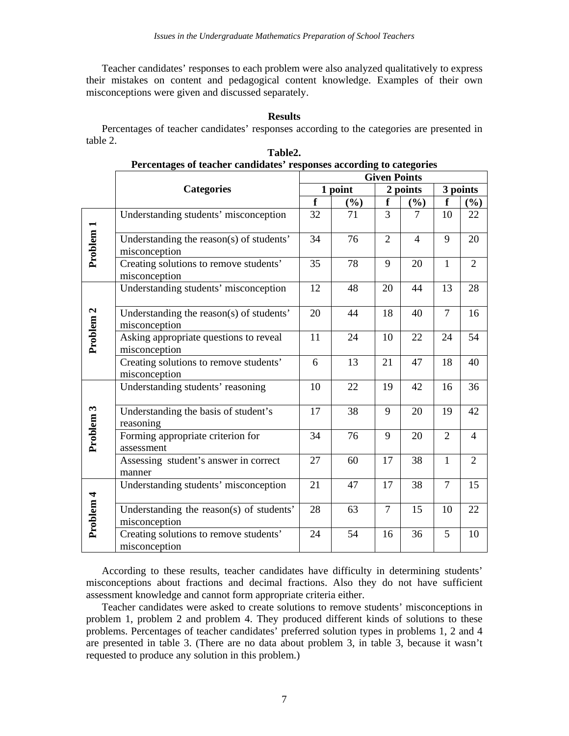Teacher candidates' responses to each problem were also analyzed qualitatively to express their mistakes on content and pedagogical content knowledge. Examples of their own misconceptions were given and discussed separately.

## Results

Percentages of teacher candidates' responses according to the categories are presented in table 2.

**Table2.**
**Percentages of teacher candidates' responses according to categories**

| | Categories | Given Points | | | | | |
|---|---|---|---|---|---|---|---|
| | | 1 point | | 2 points | | 3 points | |
| | | f | (%) | f | (%) | f | (%) |
| Problem 1 | Understanding students' misconception | 32 | 71 | 3 | 7 | 10 | 22 |
| | Understanding the reason(s) of students' misconception | 34 | 76 | 2 | 4 | 9 | 20 |
| | Creating solutions to remove students' misconception | 35 | 78 | 9 | 20 | 1 | 2 |
| Problem 2 | Understanding students' misconception | 12 | 48 | 20 | 44 | 13 | 28 |
| | Understanding the reason(s) of students' misconception | 20 | 44 | 18 | 40 | 7 | 16 |
| | Asking appropriate questions to reveal misconception | 11 | 24 | 10 | 22 | 24 | 54 |
| | Creating solutions to remove students' misconception | 6 | 13 | 21 | 47 | 18 | 40 |
| Problem 3 | Understanding students' reasoning | 10 | 22 | 19 | 42 | 16 | 36 |
| | Understanding the basis of student's reasoning | 17 | 38 | 9 | 20 | 19 | 42 |
| | Forming appropriate criterion for assessment | 34 | 76 | 9 | 20 | 2 | 4 |
| | Assessing student's answer in correct manner | 27 | 60 | 17 | 38 | 1 | 2 |
| Problem 4 | Understanding students' misconception | 21 | 47 | 17 | 38 | 7 | 15 |
| | Understanding the reason(s) of students' misconception | 28 | 63 | 7 | 15 | 10 | 22 |
| | Creating solutions to remove students' misconception | 24 | 54 | 16 | 36 | 5 | 10 |

According to these results, teacher candidates have difficulty in determining students' misconceptions about fractions and decimal fractions. Also they do not have sufficient assessment knowledge and cannot form appropriate criteria either.

Teacher candidates were asked to create solutions to remove students' misconceptions in problem 1, problem 2 and problem 4. They produced different kinds of solutions to these problems. Percentages of teacher candidates' preferred solution types in problems 1, 2 and 4 are presented in table 3. (There are no data about problem 3, in table 3, because it wasn't requested to produce any solution in this problem.)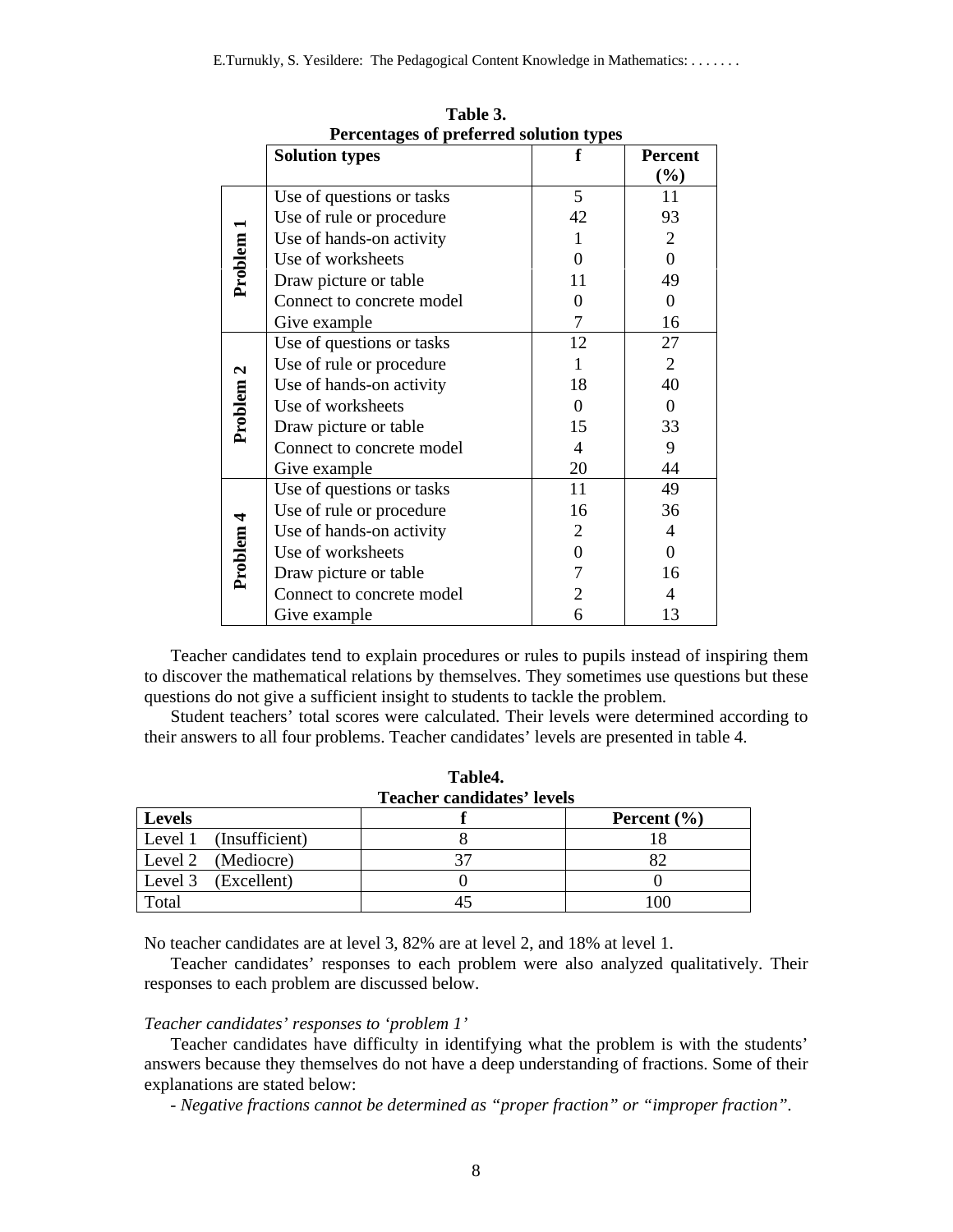**Table 3.**
**Percentages of preferred solution types**

| | Solution types | f | Percent (%) |
|---|---|---|---|
| **Problem 1** | Use of questions or tasks | 5 | 11 |
| | Use of rule or procedure | 42 | 93 |
| | Use of hands-on activity | 1 | 2 |
| | Use of worksheets | 0 | 0 |
| | Draw picture or table | 11 | 49 |
| | Connect to concrete model | 0 | 0 |
| | Give example | 7 | 16 |
| **Problem 2** | Use of questions or tasks | 12 | 27 |
| | Use of rule or procedure | 1 | 2 |
| | Use of hands-on activity | 18 | 40 |
| | Use of worksheets | 0 | 0 |
| | Draw picture or table | 15 | 33 |
| | Connect to concrete model | 4 | 9 |
| | Give example | 20 | 44 |
| **Problem 4** | Use of questions or tasks | 11 | 49 |
| | Use of rule or procedure | 16 | 36 |
| | Use of hands-on activity | 2 | 4 |
| | Use of worksheets | 0 | 0 |
| | Draw picture or table | 7 | 16 |
| | Connect to concrete model | 2 | 4 |
| | Give example | 6 | 13 |

Teacher candidates tend to explain procedures or rules to pupils instead of inspiring them to discover the mathematical relations by themselves. They sometimes use questions but these questions do not give a sufficient insight to students to tackle the problem.

Student teachers' total scores were calculated. Their levels were determined according to their answers to all four problems. Teacher candidates' levels are presented in table 4.

**Table4.**
**Teacher candidates' levels**

| Levels | f | Percent (%) |
|---|---|---|
| Level 1 (Insufficient) | 8 | 18 |
| Level 2 (Mediocre) | 37 | 82 |
| Level 3 (Excellent) | 0 | 0 |
| Total | 45 | 100 |

No teacher candidates are at level 3, 82% are at level 2, and 18% at level 1.

Teacher candidates' responses to each problem were also analyzed qualitatively. Their responses to each problem are discussed below.

*Teacher candidates' responses to 'problem 1'*

Teacher candidates have difficulty in identifying what the problem is with the students' answers because they themselves do not have a deep understanding of fractions. Some of their explanations are stated below:

- *Negative fractions cannot be determined as "proper fraction" or "improper fraction".*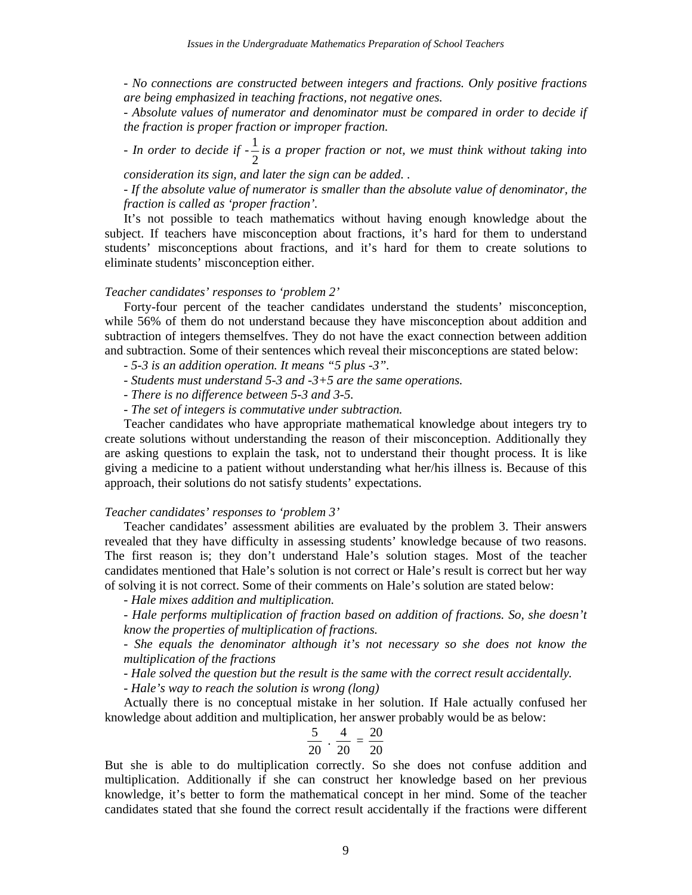*- No connections are constructed between integers and fractions. Only positive fractions are being emphasized in teaching fractions, not negative ones.*

*- Absolute values of numerator and denominator must be compared in order to decide if the fraction is proper fraction or improper fraction.*

*- In order to decide if* $-\frac{1}{2}$ *is a proper fraction or not, we must think without taking into consideration its sign, and later the sign can be added. .*

*- If the absolute value of numerator is smaller than the absolute value of denominator, the fraction is called as 'proper fraction'.*

It's not possible to teach mathematics without having enough knowledge about the subject. If teachers have misconception about fractions, it's hard for them to understand students' misconceptions about fractions, and it's hard for them to create solutions to eliminate students' misconception either.

*Teacher candidates' responses to 'problem 2'*

Forty-four percent of the teacher candidates understand the students' misconception, while 56% of them do not understand because they have misconception about addition and subtraction of integers themselfves. They do not have the exact connection between addition and subtraction. Some of their sentences which reveal their misconceptions are stated below:

*- 5-3 is an addition operation. It means "5 plus -3".*

*- Students must understand 5-3 and -3+5 are the same operations.*

*- There is no difference between 5-3 and 3-5.*

*- The set of integers is commutative under subtraction.*

Teacher candidates who have appropriate mathematical knowledge about integers try to create solutions without understanding the reason of their misconception. Additionally they are asking questions to explain the task, not to understand their thought process. It is like giving a medicine to a patient without understanding what her/his illness is. Because of this approach, their solutions do not satisfy students' expectations.

*Teacher candidates' responses to 'problem 3'*

Teacher candidates' assessment abilities are evaluated by the problem 3. Their answers revealed that they have difficulty in assessing students' knowledge because of two reasons. The first reason is; they don't understand Hale's solution stages. Most of the teacher candidates mentioned that Hale's solution is not correct or Hale's result is correct but her way of solving it is not correct. Some of their comments on Hale's solution are stated below:

*- Hale mixes addition and multiplication.*

*- Hale performs multiplication of fraction based on addition of fractions. So, she doesn't know the properties of multiplication of fractions.*

*- She equals the denominator although it's not necessary so she does not know the multiplication of the fractions*

*- Hale solved the question but the result is the same with the correct result accidentally.*

*- Hale's way to reach the solution is wrong (long)*

Actually there is no conceptual mistake in her solution. If Hale actually confused her knowledge about addition and multiplication, her answer probably would be as below:

$$\frac{5}{20} \cdot \frac{4}{20} = \frac{20}{20}$$

But she is able to do multiplication correctly. So she does not confuse addition and multiplication. Additionally if she can construct her knowledge based on her previous knowledge, it's better to form the mathematical concept in her mind. Some of the teacher candidates stated that she found the correct result accidentally if the fractions were different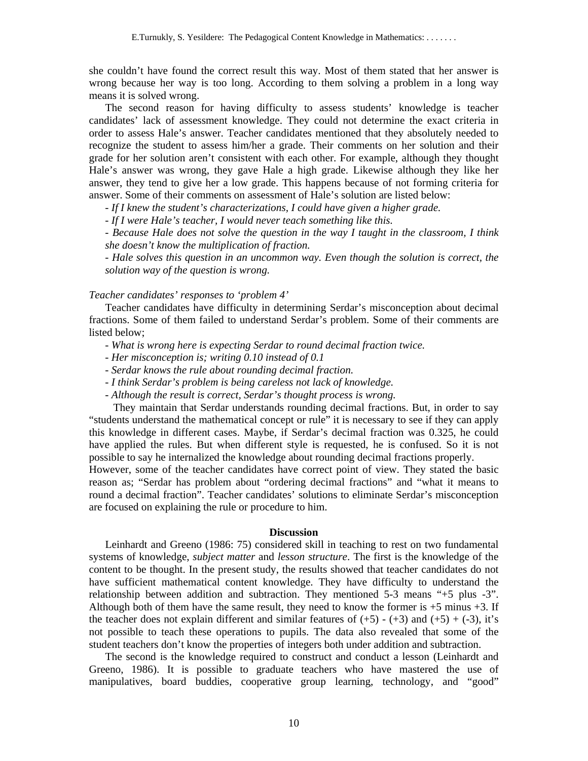she couldn't have found the correct result this way. Most of them stated that her answer is wrong because her way is too long. According to them solving a problem in a long way means it is solved wrong.

The second reason for having difficulty to assess students' knowledge is teacher candidates' lack of assessment knowledge. They could not determine the exact criteria in order to assess Hale's answer. Teacher candidates mentioned that they absolutely needed to recognize the student to assess him/her a grade. Their comments on her solution and their grade for her solution aren't consistent with each other. For example, although they thought Hale's answer was wrong, they gave Hale a high grade. Likewise although they like her answer, they tend to give her a low grade. This happens because of not forming criteria for answer. Some of their comments on assessment of Hale's solution are listed below:

- *If I knew the student's characterizations, I could have given a higher grade.*
- *If I were Hale's teacher, I would never teach something like this.*
- *Because Hale does not solve the question in the way I taught in the classroom, I think she doesn't know the multiplication of fraction.*
- *Hale solves this question in an uncommon way. Even though the solution is correct, the solution way of the question is wrong.*

*Teacher candidates' responses to 'problem 4'*

Teacher candidates have difficulty in determining Serdar's misconception about decimal fractions. Some of them failed to understand Serdar's problem. Some of their comments are listed below;

- *What is wrong here is expecting Serdar to round decimal fraction twice.*
- *Her misconception is; writing 0.10 instead of 0.1*
- *Serdar knows the rule about rounding decimal fraction.*
- *I think Serdar's problem is being careless not lack of knowledge.*
- *Although the result is correct, Serdar's thought process is wrong.*

They maintain that Serdar understands rounding decimal fractions. But, in order to say "students understand the mathematical concept or rule" it is necessary to see if they can apply this knowledge in different cases. Maybe, if Serdar's decimal fraction was 0.325, he could have applied the rules. But when different style is requested, he is confused. So it is not possible to say he internalized the knowledge about rounding decimal fractions properly.

However, some of the teacher candidates have correct point of view. They stated the basic reason as; "Serdar has problem about "ordering decimal fractions" and "what it means to round a decimal fraction". Teacher candidates' solutions to eliminate Serdar's misconception are focused on explaining the rule or procedure to him.

## Discussion

Leinhardt and Greeno (1986: 75) considered skill in teaching to rest on two fundamental systems of knowledge, *subject matter* and *lesson structure*. The first is the knowledge of the content to be thought. In the present study, the results showed that teacher candidates do not have sufficient mathematical content knowledge. They have difficulty to understand the relationship between addition and subtraction. They mentioned 5-3 means "+5 plus -3". Although both of them have the same result, they need to know the former is +5 minus +3. If the teacher does not explain different and similar features of $(+5) - (+3)$ and $(+5) + (-3)$, it's not possible to teach these operations to pupils. The data also revealed that some of the student teachers don't know the properties of integers both under addition and subtraction.

The second is the knowledge required to construct and conduct a lesson (Leinhardt and Greeno, 1986). It is possible to graduate teachers who have mastered the use of manipulatives, board buddies, cooperative group learning, technology, and "good"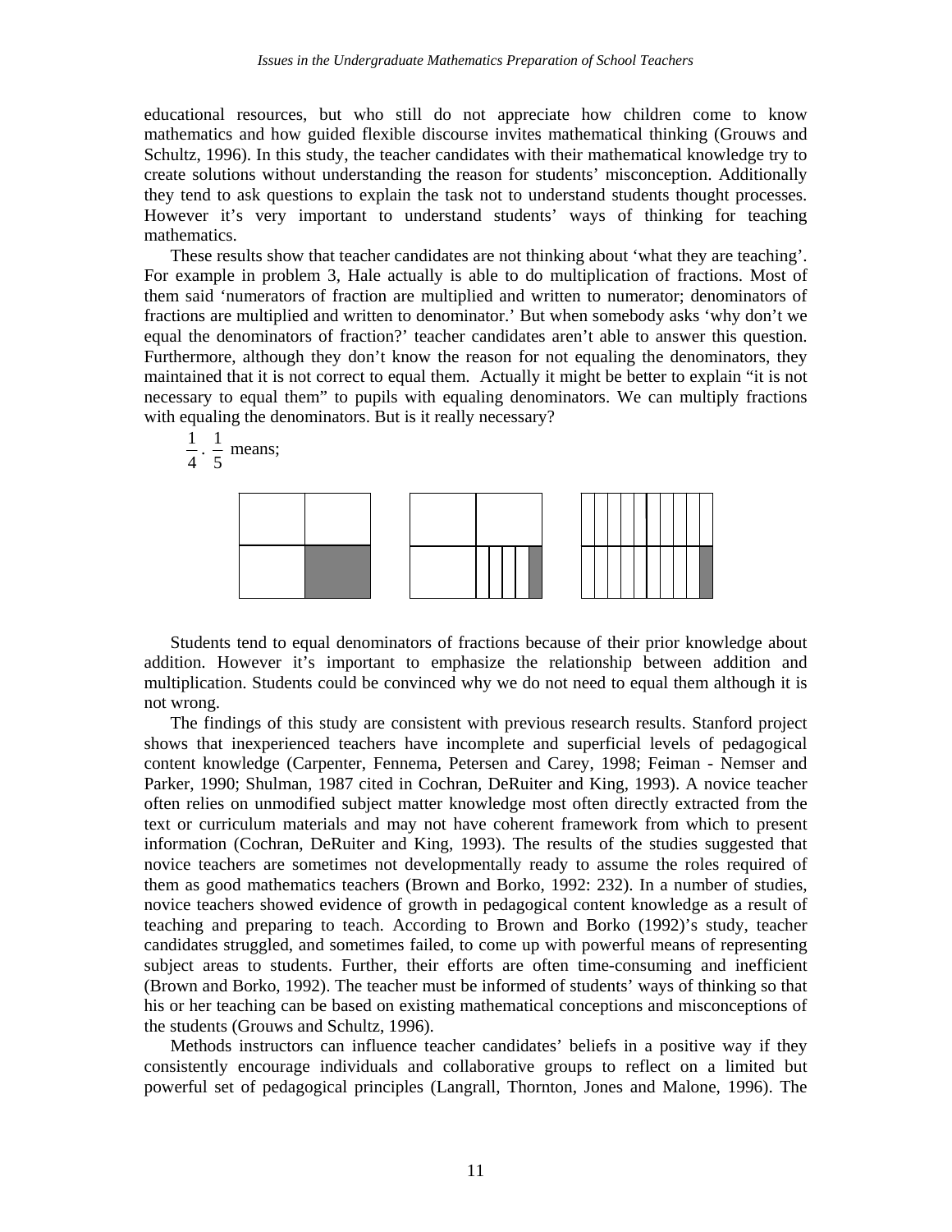educational resources, but who still do not appreciate how children come to know mathematics and how guided flexible discourse invites mathematical thinking (Grouws and Schultz, 1996). In this study, the teacher candidates with their mathematical knowledge try to create solutions without understanding the reason for students' misconception. Additionally they tend to ask questions to explain the task not to understand students thought processes. However it's very important to understand students' ways of thinking for teaching mathematics.

These results show that teacher candidates are not thinking about 'what they are teaching'. For example in problem 3, Hale actually is able to do multiplication of fractions. Most of them said 'numerators of fraction are multiplied and written to numerator; denominators of fractions are multiplied and written to denominator.' But when somebody asks 'why don't we equal the denominators of fraction?' teacher candidates aren't able to answer this question. Furthermore, although they don't know the reason for not equaling the denominators, they maintained that it is not correct to equal them. Actually it might be better to explain "it is not necessary to equal them" to pupils with equaling denominators. We can multiply fractions with equaling the denominators. But is it really necessary?

$\frac{1}{4} \cdot \frac{1}{5}$ means;

Students tend to equal denominators of fractions because of their prior knowledge about addition. However it's important to emphasize the relationship between addition and multiplication. Students could be convinced why we do not need to equal them although it is not wrong.

The findings of this study are consistent with previous research results. Stanford project shows that inexperienced teachers have incomplete and superficial levels of pedagogical content knowledge (Carpenter, Fennema, Petersen and Carey, 1998; Feiman - Nemser and Parker, 1990; Shulman, 1987 cited in Cochran, DeRuiter and King, 1993). A novice teacher often relies on unmodified subject matter knowledge most often directly extracted from the text or curriculum materials and may not have coherent framework from which to present information (Cochran, DeRuiter and King, 1993). The results of the studies suggested that novice teachers are sometimes not developmentally ready to assume the roles required of them as good mathematics teachers (Brown and Borko, 1992: 232). In a number of studies, novice teachers showed evidence of growth in pedagogical content knowledge as a result of teaching and preparing to teach. According to Brown and Borko (1992)'s study, teacher candidates struggled, and sometimes failed, to come up with powerful means of representing subject areas to students. Further, their efforts are often time-consuming and inefficient (Brown and Borko, 1992). The teacher must be informed of students' ways of thinking so that his or her teaching can be based on existing mathematical conceptions and misconceptions of the students (Grouws and Schultz, 1996).

Methods instructors can influence teacher candidates' beliefs in a positive way if they consistently encourage individuals and collaborative groups to reflect on a limited but powerful set of pedagogical principles (Langrall, Thornton, Jones and Malone, 1996). The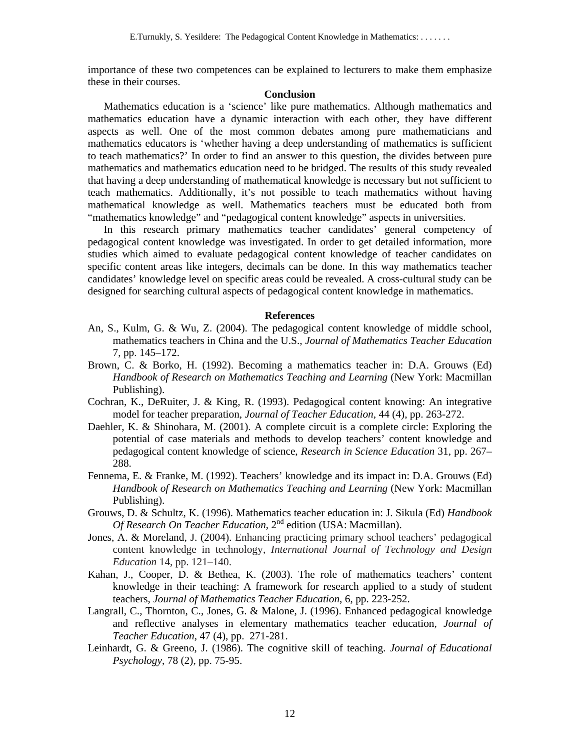importance of these two competences can be explained to lecturers to make them emphasize these in their courses.

## Conclusion

Mathematics education is a 'science' like pure mathematics. Although mathematics and mathematics education have a dynamic interaction with each other, they have different aspects as well. One of the most common debates among pure mathematicians and mathematics educators is 'whether having a deep understanding of mathematics is sufficient to teach mathematics?' In order to find an answer to this question, the divides between pure mathematics and mathematics education need to be bridged. The results of this study revealed that having a deep understanding of mathematical knowledge is necessary but not sufficient to teach mathematics. Additionally, it's not possible to teach mathematics without having mathematical knowledge as well. Mathematics teachers must be educated both from "mathematics knowledge" and "pedagogical content knowledge" aspects in universities.

In this research primary mathematics teacher candidates' general competency of pedagogical content knowledge was investigated. In order to get detailed information, more studies which aimed to evaluate pedagogical content knowledge of teacher candidates on specific content areas like integers, decimals can be done. In this way mathematics teacher candidates' knowledge level on specific areas could be revealed. A cross-cultural study can be designed for searching cultural aspects of pedagogical content knowledge in mathematics.

## References

An, S., Kulm, G. & Wu, Z. (2004). The pedagogical content knowledge of middle school, mathematics teachers in China and the U.S., *Journal of Mathematics Teacher Education* 7, pp. 145–172.

Brown, C. & Borko, H. (1992). Becoming a mathematics teacher in: D.A. Grouws (Ed) *Handbook of Research on Mathematics Teaching and Learning* (New York: Macmillan Publishing).

Cochran, K., DeRuiter, J. & King, R. (1993). Pedagogical content knowing: An integrative model for teacher preparation, *Journal of Teacher Education*, 44 (4), pp. 263-272.

Daehler, K. & Shinohara, M. (2001). A complete circuit is a complete circle: Exploring the potential of case materials and methods to develop teachers' content knowledge and pedagogical content knowledge of science, *Research in Science Education* 31, pp. 267–288.

Fennema, E. & Franke, M. (1992). Teachers' knowledge and its impact in: D.A. Grouws (Ed) *Handbook of Research on Mathematics Teaching and Learning* (New York: Macmillan Publishing).

Grouws, D. & Schultz, K. (1996). Mathematics teacher education in: J. Sikula (Ed) *Handbook Of Research On Teacher Education*, 2nd edition (USA: Macmillan).

Jones, A. & Moreland, J. (2004). Enhancing practicing primary school teachers' pedagogical content knowledge in technology, *International Journal of Technology and Design Education* 14, pp. 121–140.

Kahan, J., Cooper, D. & Bethea, K. (2003). The role of mathematics teachers' content knowledge in their teaching: A framework for research applied to a study of student teachers, *Journal of Mathematics Teacher Education*, 6, pp. 223-252.

Langrall, C., Thornton, C., Jones, G. & Malone, J. (1996). Enhanced pedagogical knowledge and reflective analyses in elementary mathematics teacher education, *Journal of Teacher Education*, 47 (4), pp. 271-281.

Leinhardt, G. & Greeno, J. (1986). The cognitive skill of teaching. *Journal of Educational Psychology*, 78 (2), pp. 75-95.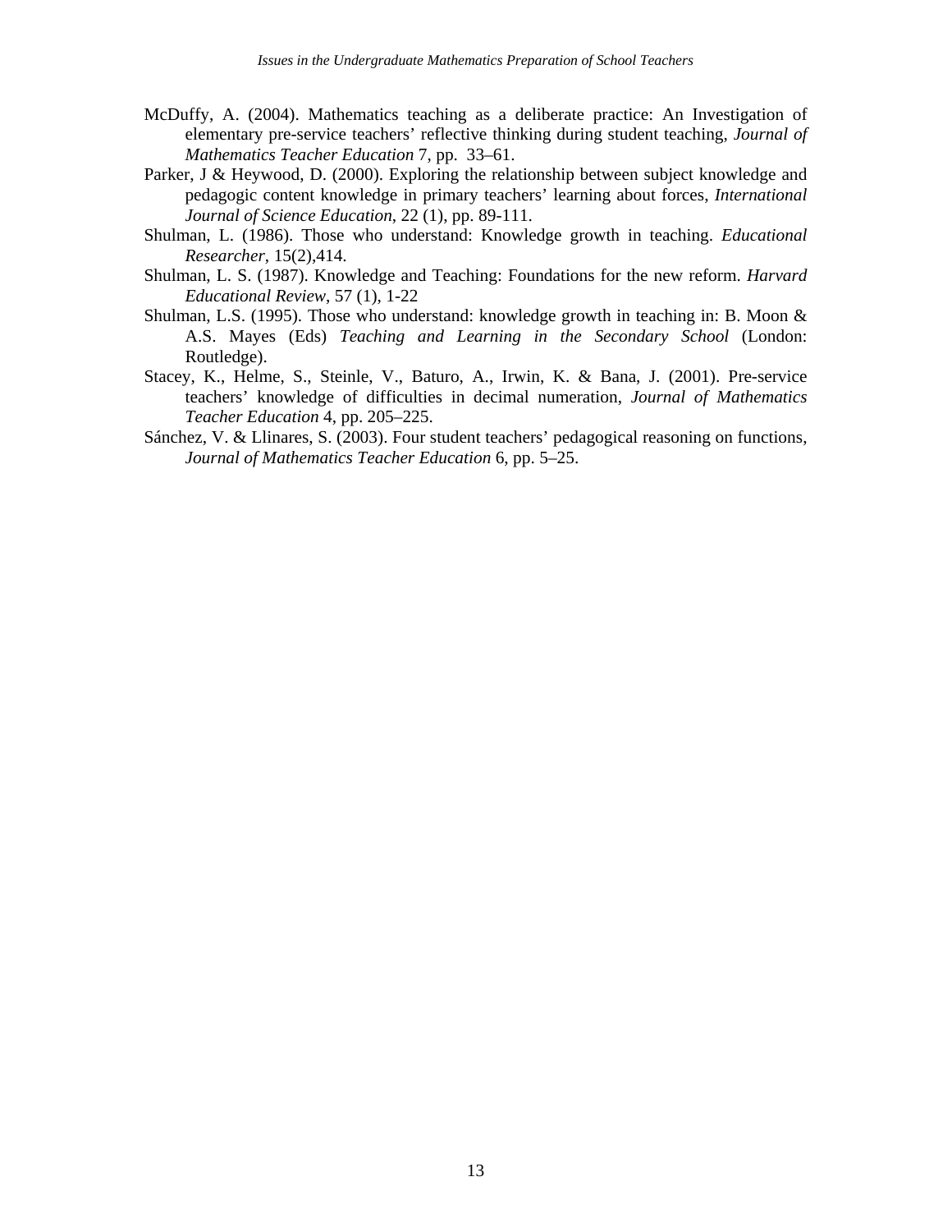McDuffy, A. (2004). Mathematics teaching as a deliberate practice: An Investigation of elementary pre-service teachers' reflective thinking during student teaching, *Journal of Mathematics Teacher Education* 7, pp. 33–61.

Parker, J & Heywood, D. (2000). Exploring the relationship between subject knowledge and pedagogic content knowledge in primary teachers' learning about forces, *International Journal of Science Education*, 22 (1), pp. 89-111.

Shulman, L. (1986). Those who understand: Knowledge growth in teaching. *Educational Researcher*, 15(2),414.

Shulman, L. S. (1987). Knowledge and Teaching: Foundations for the new reform. *Harvard Educational Review*, 57 (1), 1-22

Shulman, L.S. (1995). Those who understand: knowledge growth in teaching in: B. Moon & A.S. Mayes (Eds) *Teaching and Learning in the Secondary School* (London: Routledge).

Stacey, K., Helme, S., Steinle, V., Baturo, A., Irwin, K. & Bana, J. (2001). Pre-service teachers' knowledge of difficulties in decimal numeration, *Journal of Mathematics Teacher Education* 4, pp. 205–225.

Sánchez, V. & Llinares, S. (2003). Four student teachers' pedagogical reasoning on functions, *Journal of Mathematics Teacher Education* 6, pp. 5–25.